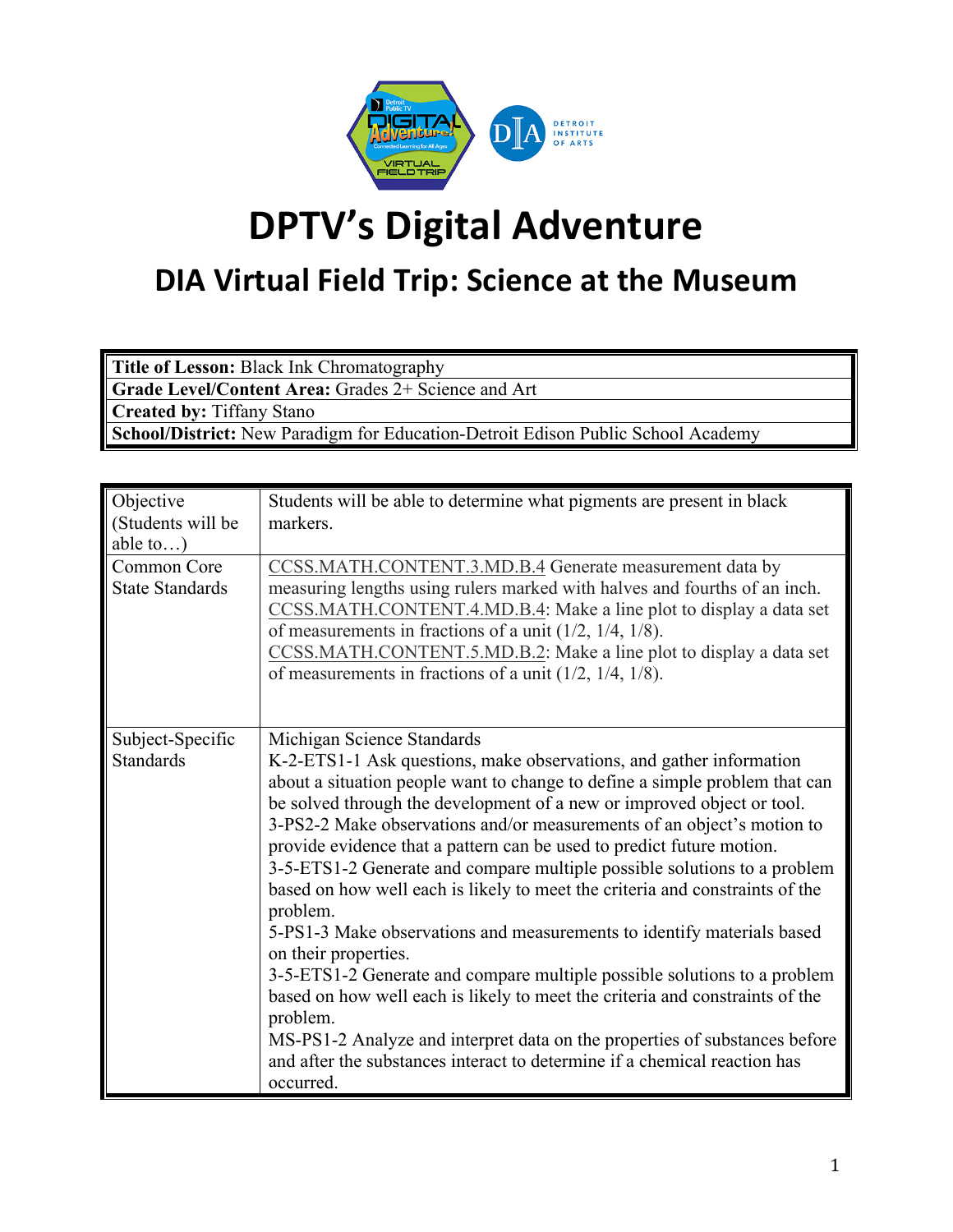# DPTV's Digital Adventure

## DIA Virtual Field Trip: Science at the Museum

| **Title of Lesson:** Black Ink Chromatography |
|---|
| **Grade Level/Content Area:** Grades 2+ Science and Art |
| **Created by:** Tiffany Stano |
| **School/District:** New Paradigm for Education-Detroit Edison Public School Academy |

| | |
|---|---|
| Objective (Students will be able to…) | Students will be able to determine what pigments are present in black markers. |
| Common Core State Standards | CCSS.MATH.CONTENT.3.MD.B.4 Generate measurement data by measuring lengths using rulers marked with halves and fourths of an inch. CCSS.MATH.CONTENT.4.MD.B.4: Make a line plot to display a data set of measurements in fractions of a unit (1/2, 1/4, 1/8). CCSS.MATH.CONTENT.5.MD.B.2: Make a line plot to display a data set of measurements in fractions of a unit (1/2, 1/4, 1/8). |
| Subject-Specific Standards | Michigan Science Standards<br>K-2-ETS1-1 Ask questions, make observations, and gather information about a situation people want to change to define a simple problem that can be solved through the development of a new or improved object or tool.<br>3-PS2-2 Make observations and/or measurements of an object's motion to provide evidence that a pattern can be used to predict future motion.<br>3-5-ETS1-2 Generate and compare multiple possible solutions to a problem based on how well each is likely to meet the criteria and constraints of the problem.<br>5-PS1-3 Make observations and measurements to identify materials based on their properties.<br>3-5-ETS1-2 Generate and compare multiple possible solutions to a problem based on how well each is likely to meet the criteria and constraints of the problem.<br>MS-PS1-2 Analyze and interpret data on the properties of substances before and after the substances interact to determine if a chemical reaction has occurred. |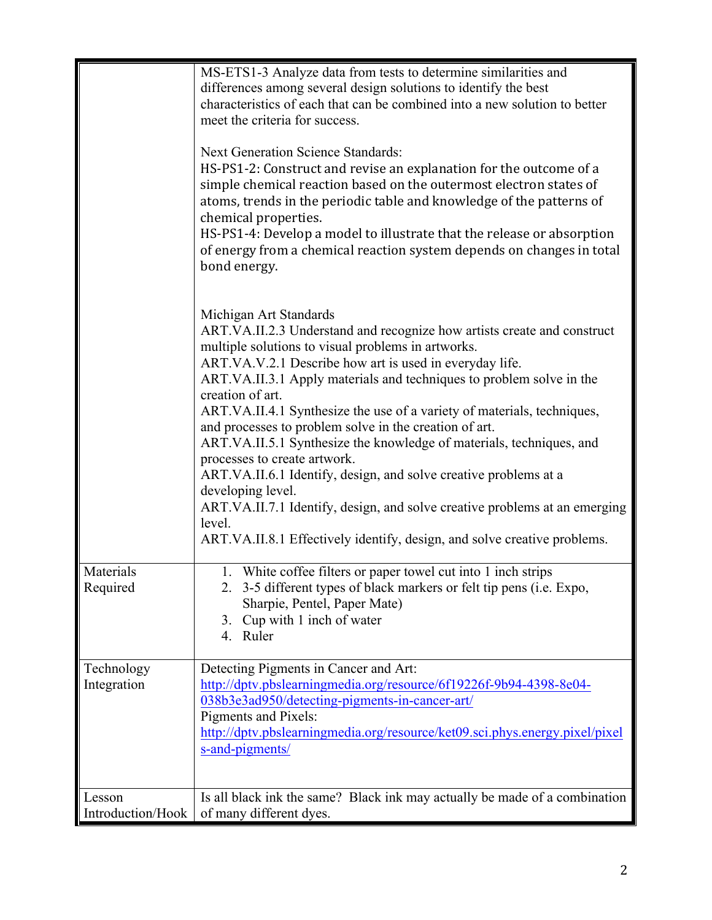| | |
|---|---|
| | MS-ETS1-3 Analyze data from tests to determine similarities and differences among several design solutions to identify the best characteristics of each that can be combined into a new solution to better meet the criteria for success.<br><br>Next Generation Science Standards:<br>HS-PS1-2: Construct and revise an explanation for the outcome of a simple chemical reaction based on the outermost electron states of atoms, trends in the periodic table and knowledge of the patterns of chemical properties.<br>HS-PS1-4: Develop a model to illustrate that the release or absorption of energy from a chemical reaction system depends on changes in total bond energy.<br><br>Michigan Art Standards<br>ART.VA.II.2.3 Understand and recognize how artists create and construct multiple solutions to visual problems in artworks.<br>ART.VA.V.2.1 Describe how art is used in everyday life.<br>ART.VA.II.3.1 Apply materials and techniques to problem solve in the creation of art.<br>ART.VA.II.4.1 Synthesize the use of a variety of materials, techniques, and processes to problem solve in the creation of art.<br>ART.VA.II.5.1 Synthesize the knowledge of materials, techniques, and processes to create artwork.<br>ART.VA.II.6.1 Identify, design, and solve creative problems at a developing level.<br>ART.VA.II.7.1 Identify, design, and solve creative problems at an emerging level.<br>ART.VA.II.8.1 Effectively identify, design, and solve creative problems. |
| Materials Required | 1. White coffee filters or paper towel cut into 1 inch strips<br>2. 3-5 different types of black markers or felt tip pens (i.e. Expo, Sharpie, Pentel, Paper Mate)<br>3. Cup with 1 inch of water<br>4. Ruler |
| Technology Integration | Detecting Pigments in Cancer and Art:<br>http://dptv.pbslearningmedia.org/resource/6f19226f-9b94-4398-8e04-038b3e3ad950/detecting-pigments-in-cancer-art/<br>Pigments and Pixels:<br>http://dptv.pbslearningmedia.org/resource/ket09.sci.phys.energy.pixel/pixels-and-pigments/ |
| Lesson Introduction/Hook | Is all black ink the same? Black ink may actually be made of a combination of many different dyes. |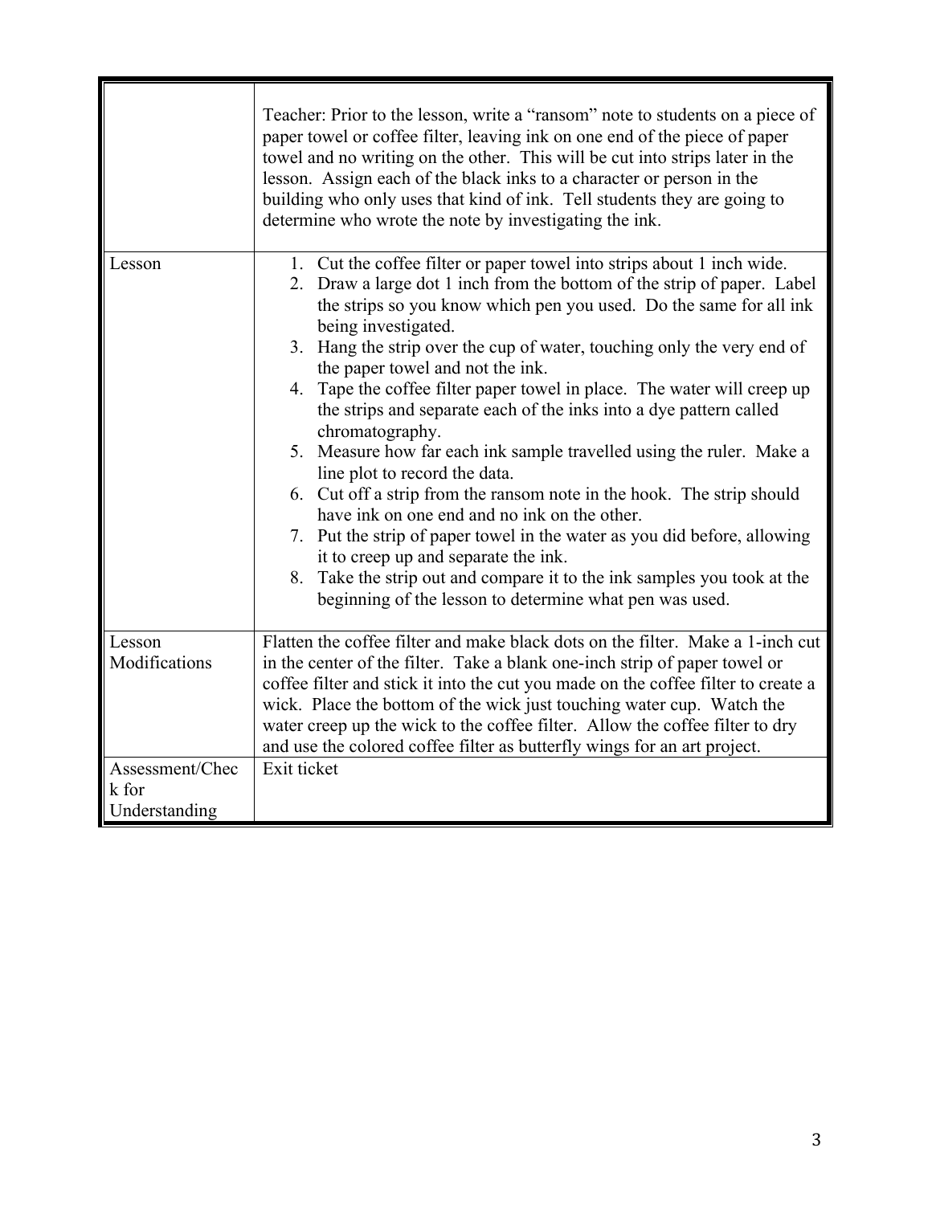| | |
|---|---|
| | Teacher: Prior to the lesson, write a "ransom" note to students on a piece of paper towel or coffee filter, leaving ink on one end of the piece of paper towel and no writing on the other. This will be cut into strips later in the lesson. Assign each of the black inks to a character or person in the building who only uses that kind of ink. Tell students they are going to determine who wrote the note by investigating the ink. |
| Lesson | 1. Cut the coffee filter or paper towel into strips about 1 inch wide.<br>2. Draw a large dot 1 inch from the bottom of the strip of paper. Label the strips so you know which pen you used. Do the same for all ink being investigated.<br>3. Hang the strip over the cup of water, touching only the very end of the paper towel and not the ink.<br>4. Tape the coffee filter paper towel in place. The water will creep up the strips and separate each of the inks into a dye pattern called chromatography.<br>5. Measure how far each ink sample travelled using the ruler. Make a line plot to record the data.<br>6. Cut off a strip from the ransom note in the hook. The strip should have ink on one end and no ink on the other.<br>7. Put the strip of paper towel in the water as you did before, allowing it to creep up and separate the ink.<br>8. Take the strip out and compare it to the ink samples you took at the beginning of the lesson to determine what pen was used. |
| Lesson Modifications | Flatten the coffee filter and make black dots on the filter. Make a 1-inch cut in the center of the filter. Take a blank one-inch strip of paper towel or coffee filter and stick it into the cut you made on the coffee filter to create a wick. Place the bottom of the wick just touching water cup. Watch the water creep up the wick to the coffee filter. Allow the coffee filter to dry and use the colored coffee filter as butterfly wings for an art project. |
| Assessment/Check for Understanding | Exit ticket |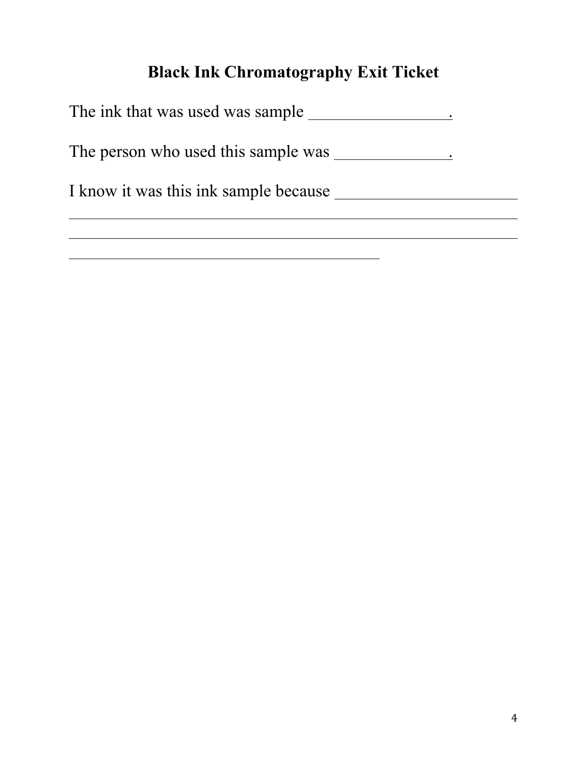# Black Ink Chromatography Exit Ticket

The ink that was used was sample ________________.

The person who used this sample was _____________.

I know it was this ink sample because _____________________

___________________________________________________________

___________________________________________________________

_________________________________________